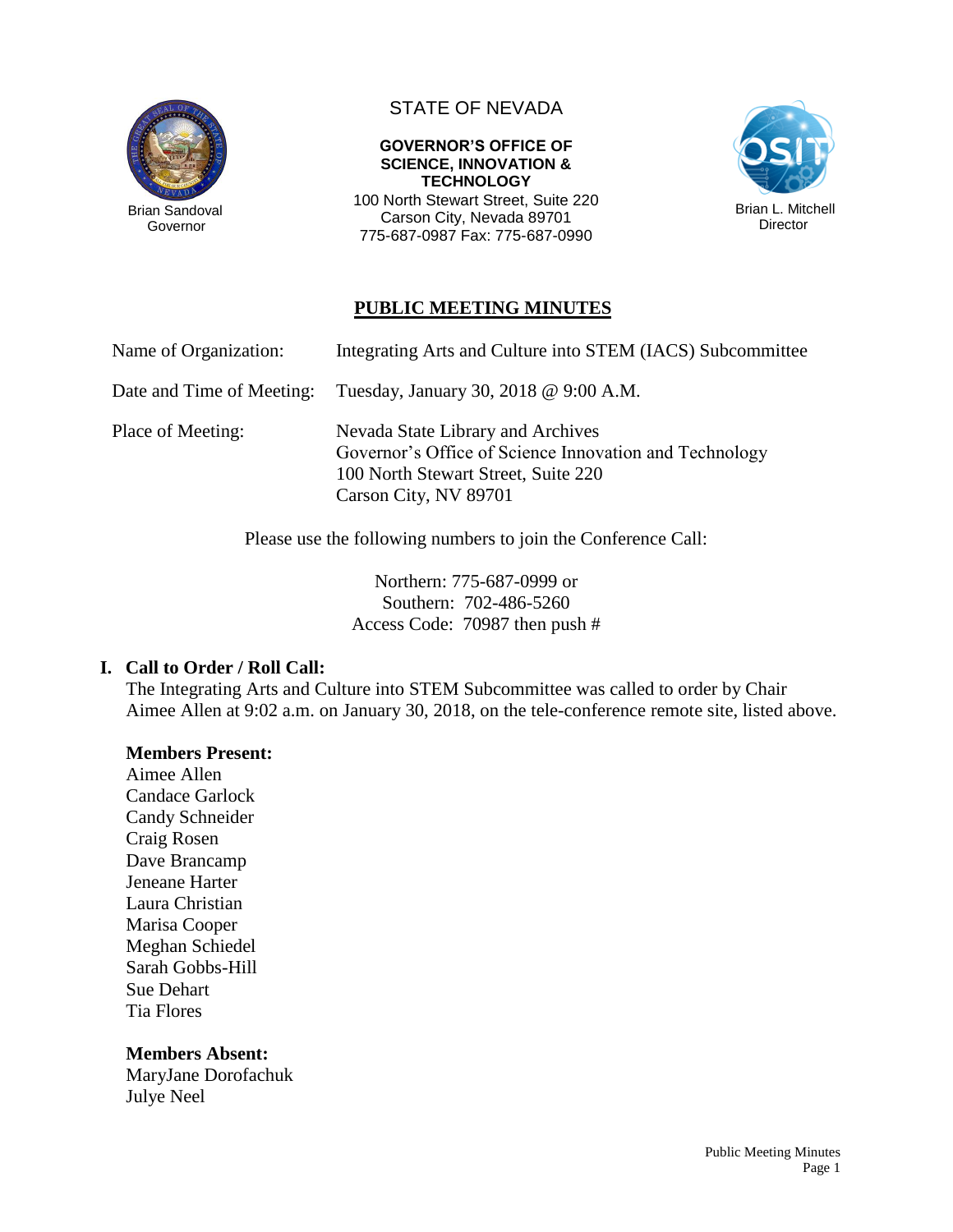STATE OF NEVADA

**GOVERNOR'S OFFICE OF SCIENCE, INNOVATION & TECHNOLOGY**

100 North Stewart Street, Suite 220
Carson City, Nevada 89701
775-687-0987 Fax: 775-687-0990

Brian Sandoval
Governor

Brian L. Mitchell
Director

# PUBLIC MEETING MINUTES

| | |
|---|---|
| Name of Organization: | Integrating Arts and Culture into STEM (IACS) Subcommittee |
| Date and Time of Meeting: | Tuesday, January 30, 2018 @ 9:00 A.M. |
| Place of Meeting: | Nevada State Library and Archives<br>Governor's Office of Science Innovation and Technology<br>100 North Stewart Street, Suite 220<br>Carson City, NV 89701 |

Please use the following numbers to join the Conference Call:

Northern: 775-687-0999 or
Southern: 702-486-5260
Access Code: 70987 then push #

## I. Call to Order / Roll Call:

The Integrating Arts and Culture into STEM Subcommittee was called to order by Chair Aimee Allen at 9:02 a.m. on January 30, 2018, on the tele-conference remote site, listed above.

**Members Present:**

Aimee Allen
Candace Garlock
Candy Schneider
Craig Rosen
Dave Brancamp
Jeneane Harter
Laura Christian
Marisa Cooper
Meghan Schiedel
Sarah Gobbs-Hill
Sue Dehart
Tia Flores

**Members Absent:**

MaryJane Dorofachuk
Julye Neel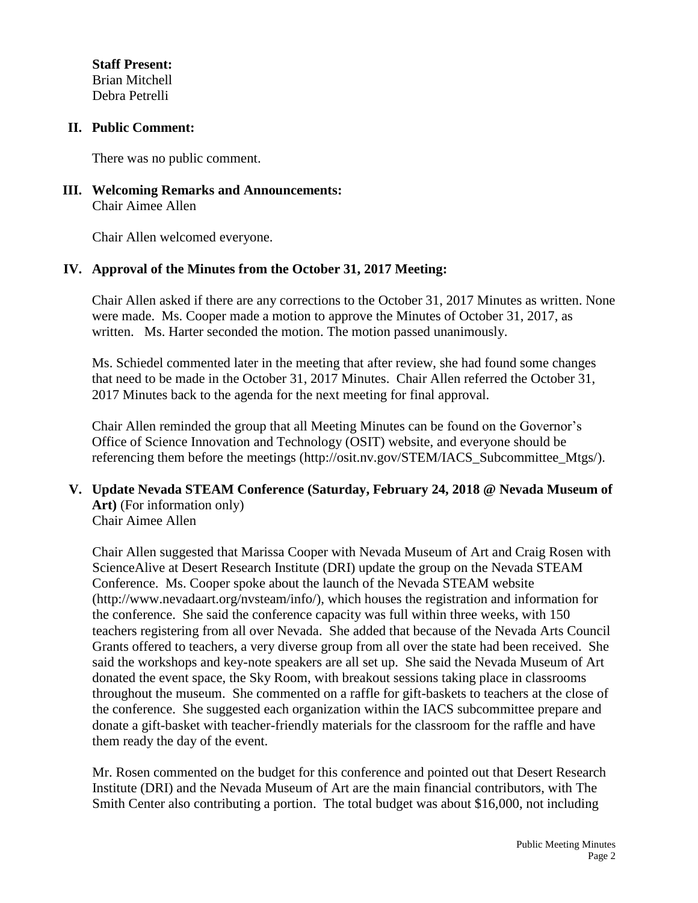**Staff Present:**
Brian Mitchell
Debra Petrelli

## II. Public Comment:

There was no public comment.

## III. Welcoming Remarks and Announcements:

Chair Aimee Allen

Chair Allen welcomed everyone.

## IV. Approval of the Minutes from the October 31, 2017 Meeting:

Chair Allen asked if there are any corrections to the October 31, 2017 Minutes as written. None were made. Ms. Cooper made a motion to approve the Minutes of October 31, 2017, as written. Ms. Harter seconded the motion. The motion passed unanimously.

Ms. Schiedel commented later in the meeting that after review, she had found some changes that need to be made in the October 31, 2017 Minutes. Chair Allen referred the October 31, 2017 Minutes back to the agenda for the next meeting for final approval.

Chair Allen reminded the group that all Meeting Minutes can be found on the Governor's Office of Science Innovation and Technology (OSIT) website, and everyone should be referencing them before the meetings (http://osit.nv.gov/STEM/IACS_Subcommittee_Mtgs/).

## V. Update Nevada STEAM Conference (Saturday, February 24, 2018 @ Nevada Museum of Art) (For information only)

Chair Aimee Allen

Chair Allen suggested that Marissa Cooper with Nevada Museum of Art and Craig Rosen with ScienceAlive at Desert Research Institute (DRI) update the group on the Nevada STEAM Conference. Ms. Cooper spoke about the launch of the Nevada STEAM website (http://www.nevadaart.org/nvsteam/info/), which houses the registration and information for the conference. She said the conference capacity was full within three weeks, with 150 teachers registering from all over Nevada. She added that because of the Nevada Arts Council Grants offered to teachers, a very diverse group from all over the state had been received. She said the workshops and key-note speakers are all set up. She said the Nevada Museum of Art donated the event space, the Sky Room, with breakout sessions taking place in classrooms throughout the museum. She commented on a raffle for gift-baskets to teachers at the close of the conference. She suggested each organization within the IACS subcommittee prepare and donate a gift-basket with teacher-friendly materials for the classroom for the raffle and have them ready the day of the event.

Mr. Rosen commented on the budget for this conference and pointed out that Desert Research Institute (DRI) and the Nevada Museum of Art are the main financial contributors, with The Smith Center also contributing a portion. The total budget was about $16,000, not including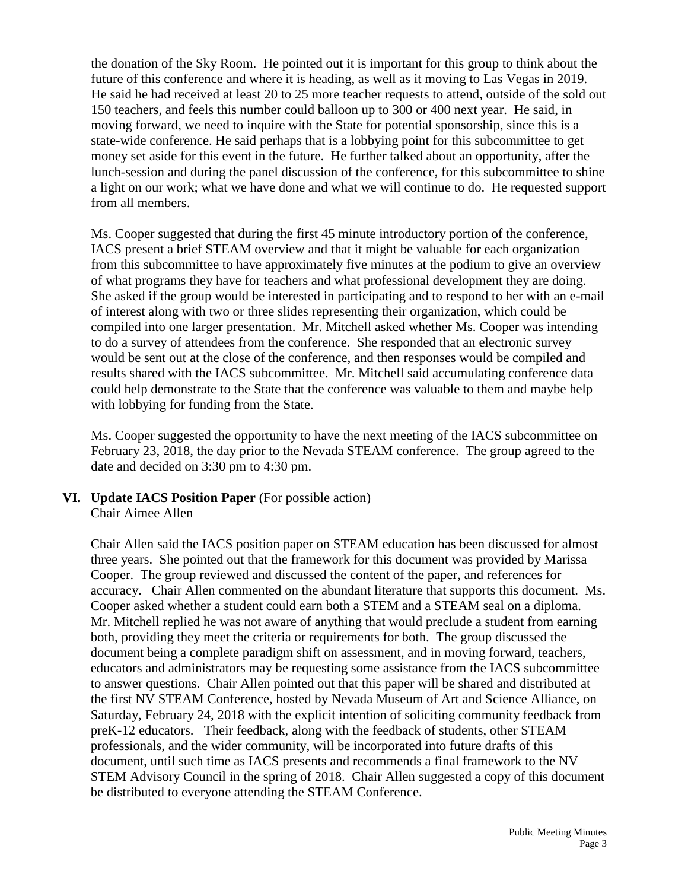the donation of the Sky Room. He pointed out it is important for this group to think about the future of this conference and where it is heading, as well as it moving to Las Vegas in 2019. He said he had received at least 20 to 25 more teacher requests to attend, outside of the sold out 150 teachers, and feels this number could balloon up to 300 or 400 next year. He said, in moving forward, we need to inquire with the State for potential sponsorship, since this is a state-wide conference. He said perhaps that is a lobbying point for this subcommittee to get money set aside for this event in the future. He further talked about an opportunity, after the lunch-session and during the panel discussion of the conference, for this subcommittee to shine a light on our work; what we have done and what we will continue to do. He requested support from all members.

Ms. Cooper suggested that during the first 45 minute introductory portion of the conference, IACS present a brief STEAM overview and that it might be valuable for each organization from this subcommittee to have approximately five minutes at the podium to give an overview of what programs they have for teachers and what professional development they are doing. She asked if the group would be interested in participating and to respond to her with an e-mail of interest along with two or three slides representing their organization, which could be compiled into one larger presentation. Mr. Mitchell asked whether Ms. Cooper was intending to do a survey of attendees from the conference. She responded that an electronic survey would be sent out at the close of the conference, and then responses would be compiled and results shared with the IACS subcommittee. Mr. Mitchell said accumulating conference data could help demonstrate to the State that the conference was valuable to them and maybe help with lobbying for funding from the State.

Ms. Cooper suggested the opportunity to have the next meeting of the IACS subcommittee on February 23, 2018, the day prior to the Nevada STEAM conference. The group agreed to the date and decided on 3:30 pm to 4:30 pm.

**VI. Update IACS Position Paper** (For possible action)
Chair Aimee Allen

Chair Allen said the IACS position paper on STEAM education has been discussed for almost three years. She pointed out that the framework for this document was provided by Marissa Cooper. The group reviewed and discussed the content of the paper, and references for accuracy. Chair Allen commented on the abundant literature that supports this document. Ms. Cooper asked whether a student could earn both a STEM and a STEAM seal on a diploma. Mr. Mitchell replied he was not aware of anything that would preclude a student from earning both, providing they meet the criteria or requirements for both. The group discussed the document being a complete paradigm shift on assessment, and in moving forward, teachers, educators and administrators may be requesting some assistance from the IACS subcommittee to answer questions. Chair Allen pointed out that this paper will be shared and distributed at the first NV STEAM Conference, hosted by Nevada Museum of Art and Science Alliance, on Saturday, February 24, 2018 with the explicit intention of soliciting community feedback from preK-12 educators. Their feedback, along with the feedback of students, other STEAM professionals, and the wider community, will be incorporated into future drafts of this document, until such time as IACS presents and recommends a final framework to the NV STEM Advisory Council in the spring of 2018. Chair Allen suggested a copy of this document be distributed to everyone attending the STEAM Conference.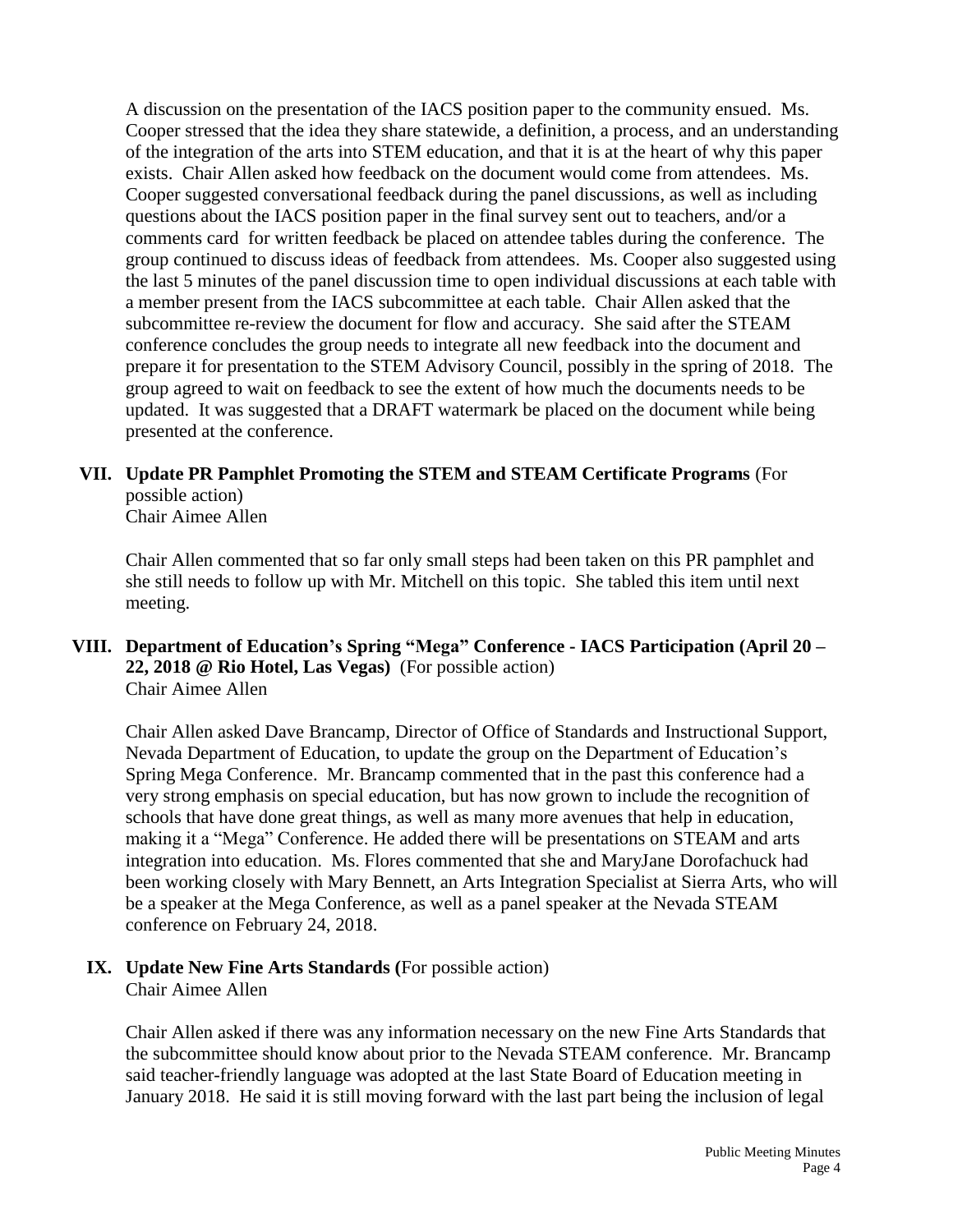A discussion on the presentation of the IACS position paper to the community ensued. Ms. Cooper stressed that the idea they share statewide, a definition, a process, and an understanding of the integration of the arts into STEM education, and that it is at the heart of why this paper exists. Chair Allen asked how feedback on the document would come from attendees. Ms. Cooper suggested conversational feedback during the panel discussions, as well as including questions about the IACS position paper in the final survey sent out to teachers, and/or a comments card for written feedback be placed on attendee tables during the conference. The group continued to discuss ideas of feedback from attendees. Ms. Cooper also suggested using the last 5 minutes of the panel discussion time to open individual discussions at each table with a member present from the IACS subcommittee at each table. Chair Allen asked that the subcommittee re-review the document for flow and accuracy. She said after the STEAM conference concludes the group needs to integrate all new feedback into the document and prepare it for presentation to the STEM Advisory Council, possibly in the spring of 2018. The group agreed to wait on feedback to see the extent of how much the documents needs to be updated. It was suggested that a DRAFT watermark be placed on the document while being presented at the conference.

**VII. Update PR Pamphlet Promoting the STEM and STEAM Certificate Programs** (For possible action)
Chair Aimee Allen

Chair Allen commented that so far only small steps had been taken on this PR pamphlet and she still needs to follow up with Mr. Mitchell on this topic. She tabled this item until next meeting.

**VIII. Department of Education's Spring "Mega" Conference - IACS Participation (April 20 – 22, 2018 @ Rio Hotel, Las Vegas)** (For possible action)
Chair Aimee Allen

Chair Allen asked Dave Brancamp, Director of Office of Standards and Instructional Support, Nevada Department of Education, to update the group on the Department of Education's Spring Mega Conference. Mr. Brancamp commented that in the past this conference had a very strong emphasis on special education, but has now grown to include the recognition of schools that have done great things, as well as many more avenues that help in education, making it a "Mega" Conference. He added there will be presentations on STEAM and arts integration into education. Ms. Flores commented that she and MaryJane Dorofachuck had been working closely with Mary Bennett, an Arts Integration Specialist at Sierra Arts, who will be a speaker at the Mega Conference, as well as a panel speaker at the Nevada STEAM conference on February 24, 2018.

**IX. Update New Fine Arts Standards (**For possible action)
Chair Aimee Allen

Chair Allen asked if there was any information necessary on the new Fine Arts Standards that the subcommittee should know about prior to the Nevada STEAM conference. Mr. Brancamp said teacher-friendly language was adopted at the last State Board of Education meeting in January 2018. He said it is still moving forward with the last part being the inclusion of legal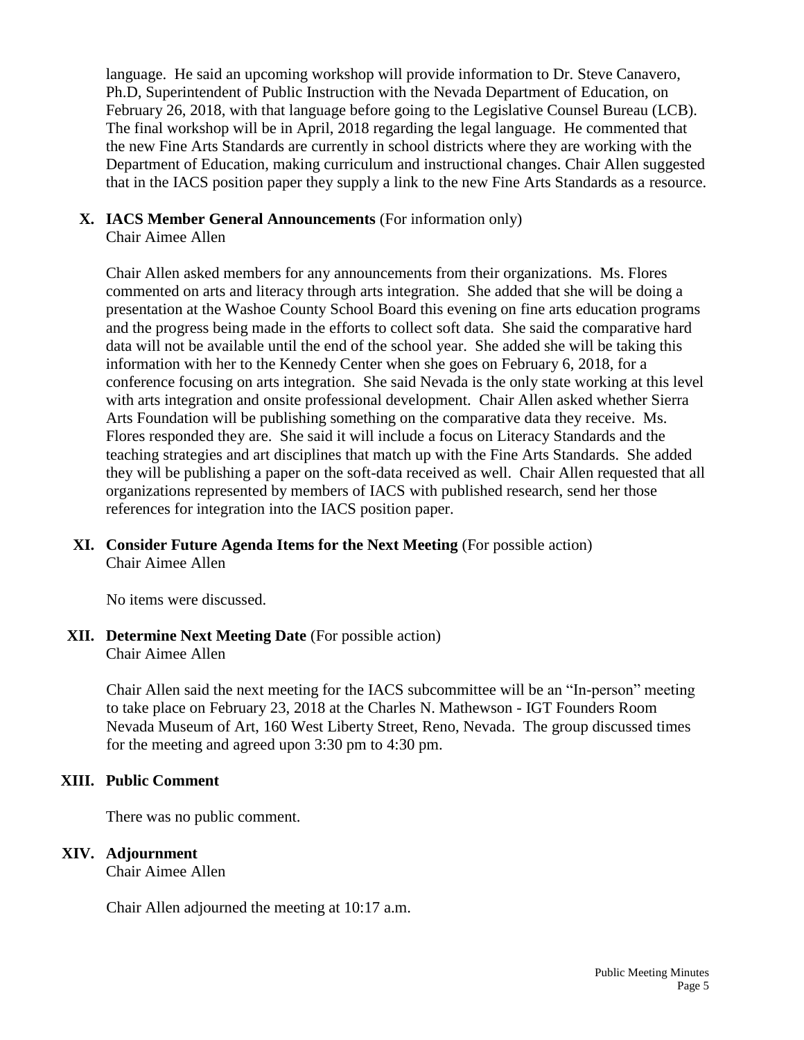language. He said an upcoming workshop will provide information to Dr. Steve Canavero, Ph.D, Superintendent of Public Instruction with the Nevada Department of Education, on February 26, 2018, with that language before going to the Legislative Counsel Bureau (LCB). The final workshop will be in April, 2018 regarding the legal language. He commented that the new Fine Arts Standards are currently in school districts where they are working with the Department of Education, making curriculum and instructional changes. Chair Allen suggested that in the IACS position paper they supply a link to the new Fine Arts Standards as a resource.

## X. IACS Member General Announcements (For information only)

Chair Aimee Allen

Chair Allen asked members for any announcements from their organizations. Ms. Flores commented on arts and literacy through arts integration. She added that she will be doing a presentation at the Washoe County School Board this evening on fine arts education programs and the progress being made in the efforts to collect soft data. She said the comparative hard data will not be available until the end of the school year. She added she will be taking this information with her to the Kennedy Center when she goes on February 6, 2018, for a conference focusing on arts integration. She said Nevada is the only state working at this level with arts integration and onsite professional development. Chair Allen asked whether Sierra Arts Foundation will be publishing something on the comparative data they receive. Ms. Flores responded they are. She said it will include a focus on Literacy Standards and the teaching strategies and art disciplines that match up with the Fine Arts Standards. She added they will be publishing a paper on the soft-data received as well. Chair Allen requested that all organizations represented by members of IACS with published research, send her those references for integration into the IACS position paper.

## XI. Consider Future Agenda Items for the Next Meeting (For possible action)

Chair Aimee Allen

No items were discussed.

## XII. Determine Next Meeting Date (For possible action)

Chair Aimee Allen

Chair Allen said the next meeting for the IACS subcommittee will be an "In-person" meeting to take place on February 23, 2018 at the Charles N. Mathewson - IGT Founders Room Nevada Museum of Art, 160 West Liberty Street, Reno, Nevada. The group discussed times for the meeting and agreed upon 3:30 pm to 4:30 pm.

## XIII. Public Comment

There was no public comment.

## XIV. Adjournment

Chair Aimee Allen

Chair Allen adjourned the meeting at 10:17 a.m.